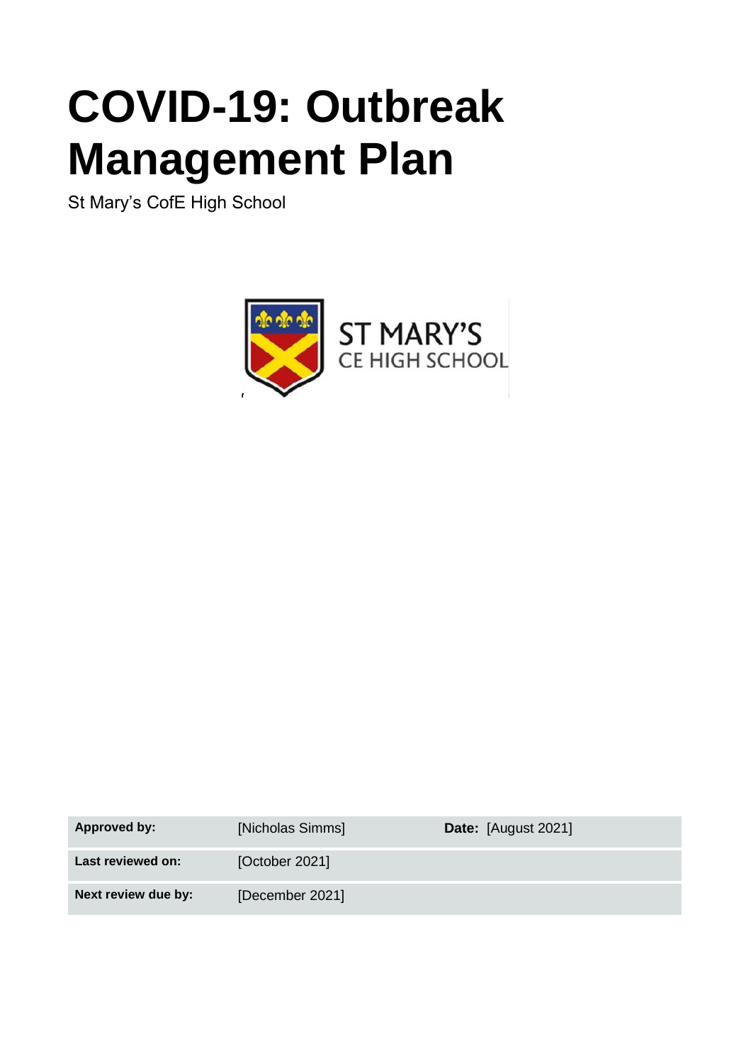# COVID-19: Outbreak Management Plan

St Mary's CofE High School

| **Approved by:** | [Nicholas Simms] | **Date:** [August 2021] |
|---|---|---|
| **Last reviewed on:** | [October 2021] | |
| **Next review due by:** | [December 2021] | |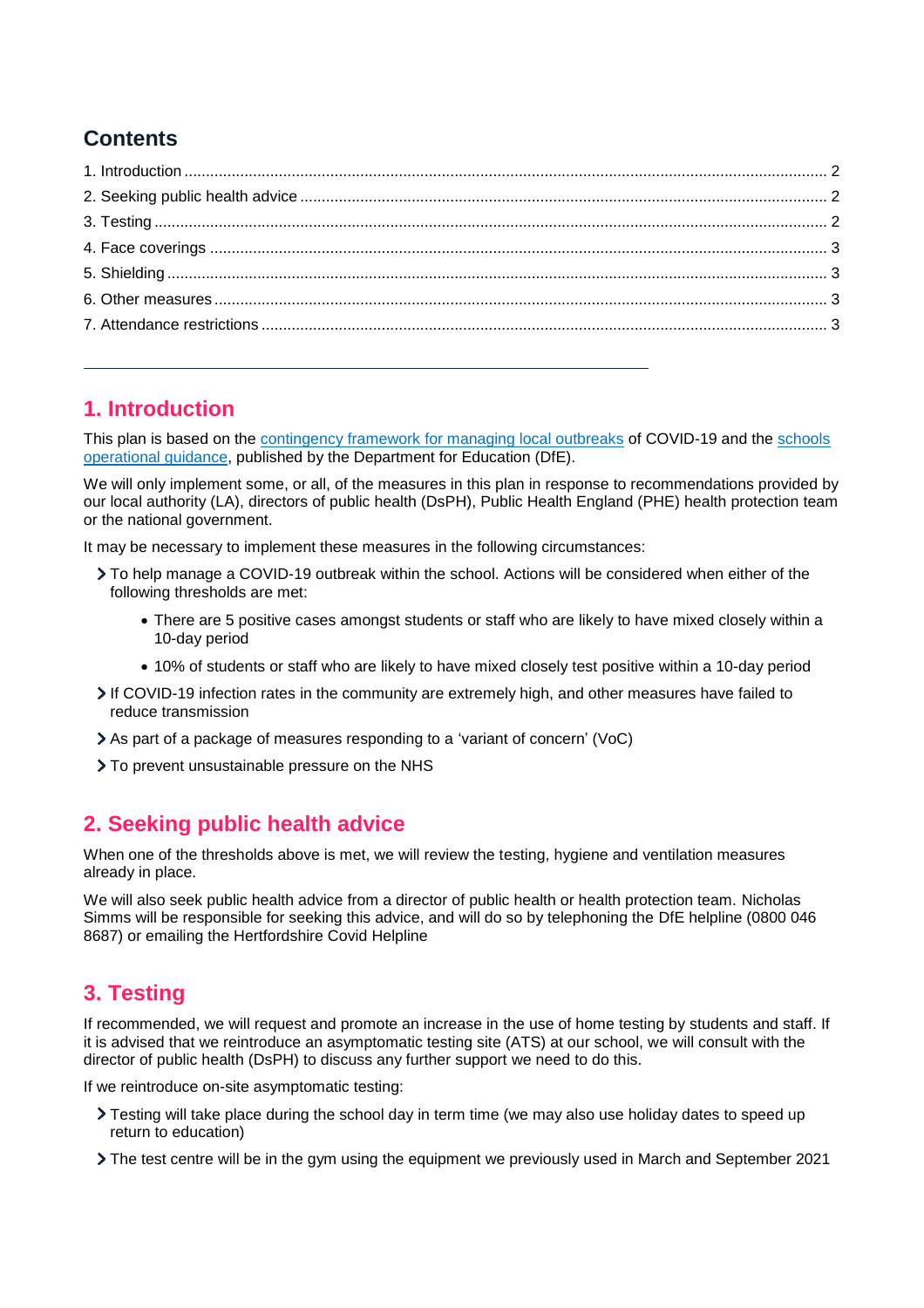## Contents

1. Introduction ........ 2
2. Seeking public health advice ........ 2
3. Testing ........ 2
4. Face coverings ........ 3
5. Shielding ........ 3
6. Other measures ........ 3
7. Attendance restrictions ........ 3

---

## 1. Introduction

This plan is based on the [contingency framework for managing local outbreaks]() of COVID-19 and the [schools operational guidance](), published by the Department for Education (DfE).

We will only implement some, or all, of the measures in this plan in response to recommendations provided by our local authority (LA), directors of public health (DsPH), Public Health England (PHE) health protection team or the national government.

It may be necessary to implement these measures in the following circumstances:

- To help manage a COVID-19 outbreak within the school. Actions will be considered when either of the following thresholds are met:
  - There are 5 positive cases amongst students or staff who are likely to have mixed closely within a 10-day period
  - 10% of students or staff who are likely to have mixed closely test positive within a 10-day period
- If COVID-19 infection rates in the community are extremely high, and other measures have failed to reduce transmission
- As part of a package of measures responding to a 'variant of concern' (VoC)
- To prevent unsustainable pressure on the NHS

## 2. Seeking public health advice

When one of the thresholds above is met, we will review the testing, hygiene and ventilation measures already in place.

We will also seek public health advice from a director of public health or health protection team. Nicholas Simms will be responsible for seeking this advice, and will do so by telephoning the DfE helpline (0800 046 8687) or emailing the Hertfordshire Covid Helpline

## 3. Testing

If recommended, we will request and promote an increase in the use of home testing by students and staff. If it is advised that we reintroduce an asymptomatic testing site (ATS) at our school, we will consult with the director of public health (DsPH) to discuss any further support we need to do this.

If we reintroduce on-site asymptomatic testing:

- Testing will take place during the school day in term time (we may also use holiday dates to speed up return to education)
- The test centre will be in the gym using the equipment we previously used in March and September 2021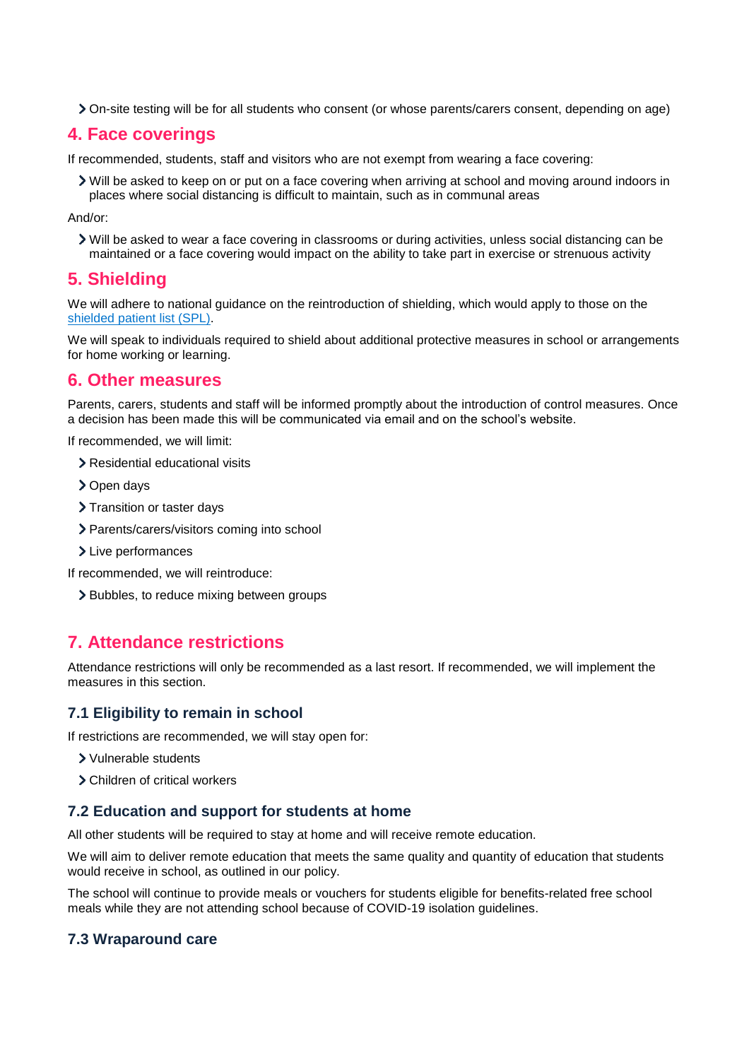- On-site testing will be for all students who consent (or whose parents/carers consent, depending on age)

## 4. Face coverings

If recommended, students, staff and visitors who are not exempt from wearing a face covering:

- Will be asked to keep on or put on a face covering when arriving at school and moving around indoors in places where social distancing is difficult to maintain, such as in communal areas

And/or:

- Will be asked to wear a face covering in classrooms or during activities, unless social distancing can be maintained or a face covering would impact on the ability to take part in exercise or strenuous activity

## 5. Shielding

We will adhere to national guidance on the reintroduction of shielding, which would apply to those on the shielded patient list (SPL).

We will speak to individuals required to shield about additional protective measures in school or arrangements for home working or learning.

## 6. Other measures

Parents, carers, students and staff will be informed promptly about the introduction of control measures. Once a decision has been made this will be communicated via email and on the school's website.

If recommended, we will limit:

- Residential educational visits
- Open days
- Transition or taster days
- Parents/carers/visitors coming into school
- Live performances

If recommended, we will reintroduce:

- Bubbles, to reduce mixing between groups

## 7. Attendance restrictions

Attendance restrictions will only be recommended as a last resort. If recommended, we will implement the measures in this section.

### 7.1 Eligibility to remain in school

If restrictions are recommended, we will stay open for:

- Vulnerable students
- Children of critical workers

### 7.2 Education and support for students at home

All other students will be required to stay at home and will receive remote education.

We will aim to deliver remote education that meets the same quality and quantity of education that students would receive in school, as outlined in our policy.

The school will continue to provide meals or vouchers for students eligible for benefits-related free school meals while they are not attending school because of COVID-19 isolation guidelines.

### 7.3 Wraparound care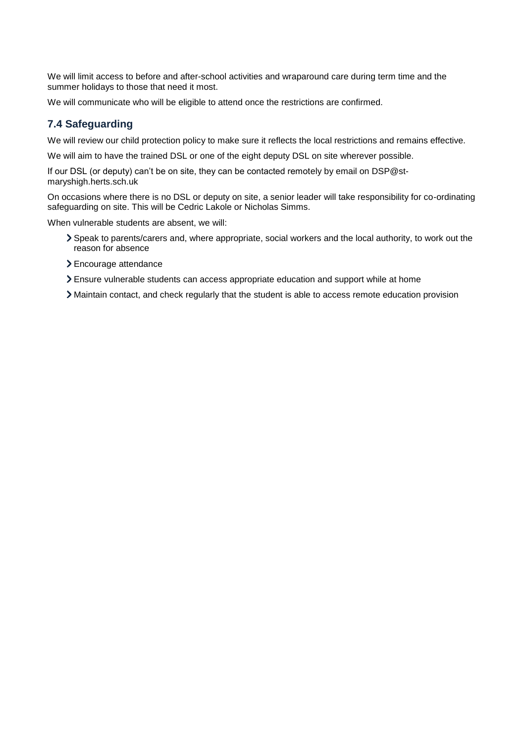We will limit access to before and after-school activities and wraparound care during term time and the summer holidays to those that need it most.

We will communicate who will be eligible to attend once the restrictions are confirmed.

### 7.4 Safeguarding

We will review our child protection policy to make sure it reflects the local restrictions and remains effective.

We will aim to have the trained DSL or one of the eight deputy DSL on site wherever possible.

If our DSL (or deputy) can't be on site, they can be contacted remotely by email on DSP@st-maryshigh.herts.sch.uk

On occasions where there is no DSL or deputy on site, a senior leader will take responsibility for co-ordinating safeguarding on site. This will be Cedric Lakole or Nicholas Simms.

When vulnerable students are absent, we will:

- Speak to parents/carers and, where appropriate, social workers and the local authority, to work out the reason for absence
- Encourage attendance
- Ensure vulnerable students can access appropriate education and support while at home
- Maintain contact, and check regularly that the student is able to access remote education provision